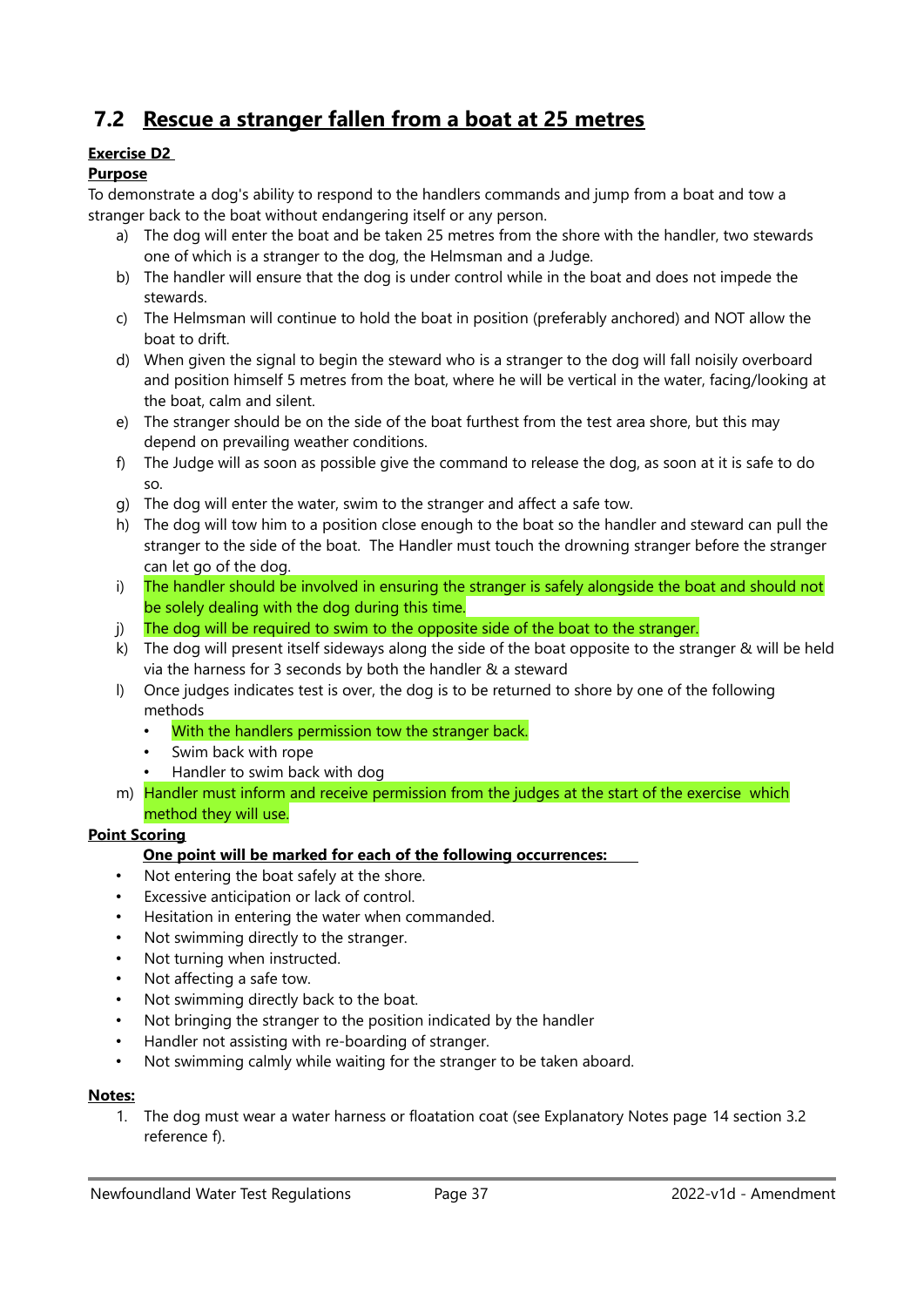## 7.2 Rescue a stranger fallen from a boat at 25 metres

**Exercise D2**

**Purpose**

To demonstrate a dog's ability to respond to the handlers commands and jump from a boat and tow a stranger back to the boat without endangering itself or any person.

a) The dog will enter the boat and be taken 25 metres from the shore with the handler, two stewards one of which is a stranger to the dog, the Helmsman and a Judge.
b) The handler will ensure that the dog is under control while in the boat and does not impede the stewards.
c) The Helmsman will continue to hold the boat in position (preferably anchored) and NOT allow the boat to drift.
d) When given the signal to begin the steward who is a stranger to the dog will fall noisily overboard and position himself 5 metres from the boat, where he will be vertical in the water, facing/looking at the boat, calm and silent.
e) The stranger should be on the side of the boat furthest from the test area shore, but this may depend on prevailing weather conditions.
f) The Judge will as soon as possible give the command to release the dog, as soon at it is safe to do so.
g) The dog will enter the water, swim to the stranger and affect a safe tow.
h) The dog will tow him to a position close enough to the boat so the handler and steward can pull the stranger to the side of the boat. The Handler must touch the drowning stranger before the stranger can let go of the dog.
i) The handler should be involved in ensuring the stranger is safely alongside the boat and should not be solely dealing with the dog during this time.
j) The dog will be required to swim to the opposite side of the boat to the stranger.
k) The dog will present itself sideways along the side of the boat opposite to the stranger & will be held via the harness for 3 seconds by both the handler & a steward
l) Once judges indicates test is over, the dog is to be returned to shore by one of the following methods
   - With the handlers permission tow the stranger back.
   - Swim back with rope
   - Handler to swim back with dog
m) Handler must inform and receive permission from the judges at the start of the exercise which method they will use.

**Point Scoring**

**One point will be marked for each of the following occurrences:**

- Not entering the boat safely at the shore.
- Excessive anticipation or lack of control.
- Hesitation in entering the water when commanded.
- Not swimming directly to the stranger.
- Not turning when instructed.
- Not affecting a safe tow.
- Not swimming directly back to the boat.
- Not bringing the stranger to the position indicated by the handler
- Handler not assisting with re-boarding of stranger.
- Not swimming calmly while waiting for the stranger to be taken aboard.

**Notes:**

1. The dog must wear a water harness or floatation coat (see Explanatory Notes page 14 section 3.2 reference f).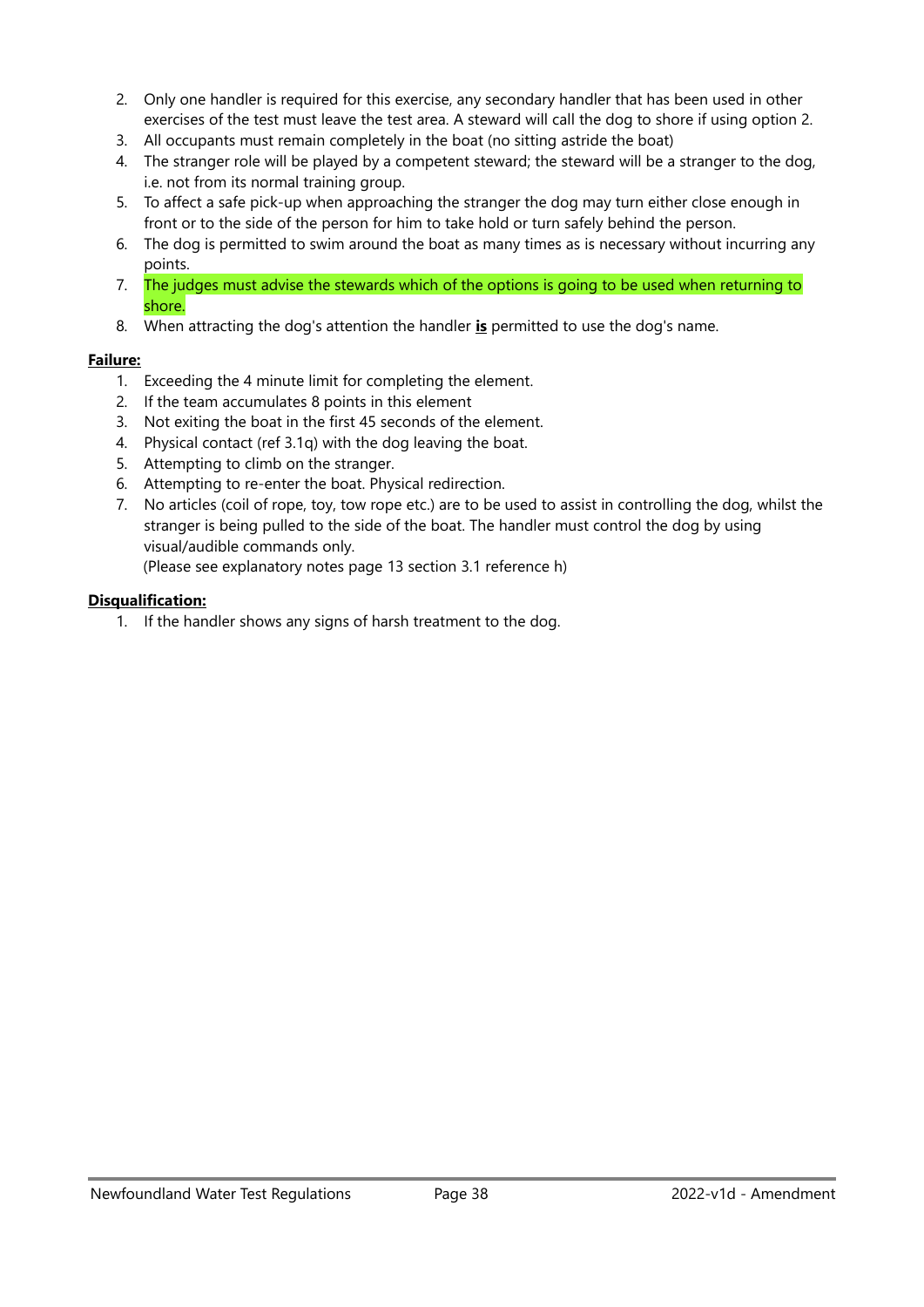2. Only one handler is required for this exercise, any secondary handler that has been used in other exercises of the test must leave the test area. A steward will call the dog to shore if using option 2.
3. All occupants must remain completely in the boat (no sitting astride the boat)
4. The stranger role will be played by a competent steward; the steward will be a stranger to the dog, i.e. not from its normal training group.
5. To affect a safe pick-up when approaching the stranger the dog may turn either close enough in front or to the side of the person for him to take hold or turn safely behind the person.
6. The dog is permitted to swim around the boat as many times as is necessary without incurring any points.
7. The judges must advise the stewards which of the options is going to be used when returning to shore.
8. When attracting the dog's attention the handler **is** permitted to use the dog's name.

**Failure:**

1. Exceeding the 4 minute limit for completing the element.
2. If the team accumulates 8 points in this element
3. Not exiting the boat in the first 45 seconds of the element.
4. Physical contact (ref 3.1q) with the dog leaving the boat.
5. Attempting to climb on the stranger.
6. Attempting to re-enter the boat. Physical redirection.
7. No articles (coil of rope, toy, tow rope etc.) are to be used to assist in controlling the dog, whilst the stranger is being pulled to the side of the boat. The handler must control the dog by using visual/audible commands only.
   (Please see explanatory notes page 13 section 3.1 reference h)

**Disqualification:**

1. If the handler shows any signs of harsh treatment to the dog.